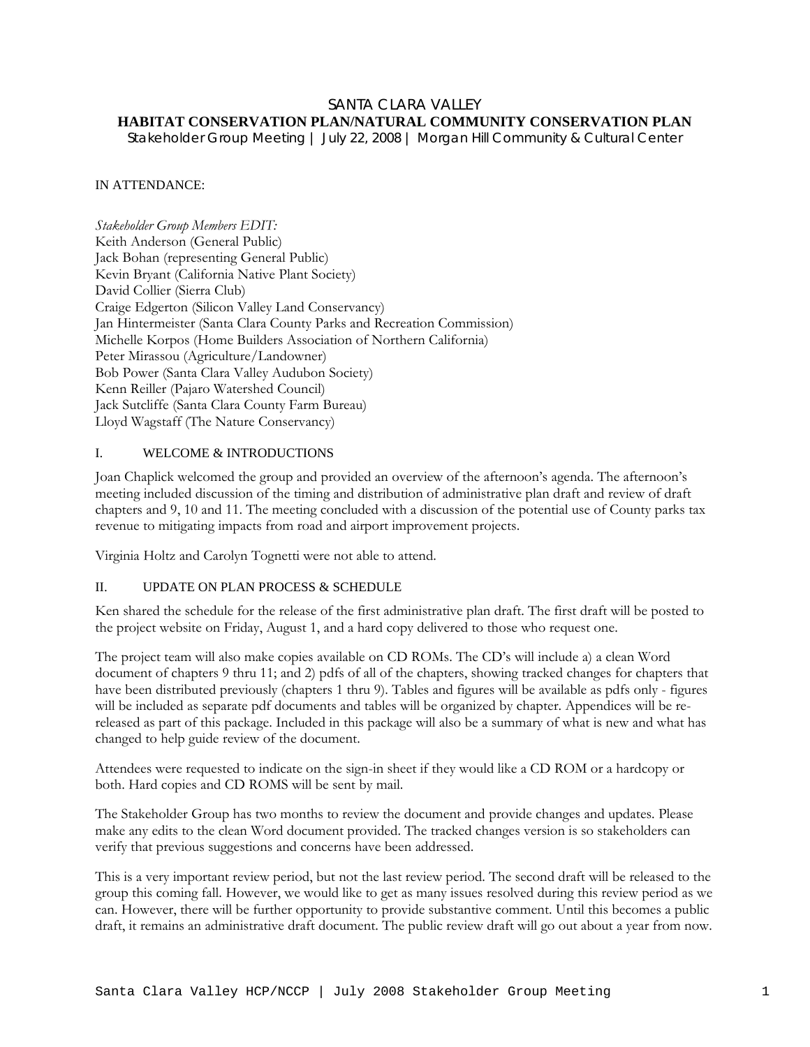# SANTA CLARA VALLEY
## HABITAT CONSERVATION PLAN/NATURAL COMMUNITY CONSERVATION PLAN
Stakeholder Group Meeting | July 22, 2008 | Morgan Hill Community & Cultural Center

IN ATTENDANCE:

*Stakeholder Group Members EDIT:*
Keith Anderson (General Public)
Jack Bohan (representing General Public)
Kevin Bryant (California Native Plant Society)
David Collier (Sierra Club)
Craige Edgerton (Silicon Valley Land Conservancy)
Jan Hintermeister (Santa Clara County Parks and Recreation Commission)
Michelle Korpos (Home Builders Association of Northern California)
Peter Mirassou (Agriculture/Landowner)
Bob Power (Santa Clara Valley Audubon Society)
Kenn Reiller (Pajaro Watershed Council)
Jack Sutcliffe (Santa Clara County Farm Bureau)
Lloyd Wagstaff (The Nature Conservancy)

## I. WELCOME & INTRODUCTIONS

Joan Chaplick welcomed the group and provided an overview of the afternoon's agenda. The afternoon's meeting included discussion of the timing and distribution of administrative plan draft and review of draft chapters and 9, 10 and 11. The meeting concluded with a discussion of the potential use of County parks tax revenue to mitigating impacts from road and airport improvement projects.

Virginia Holtz and Carolyn Tognetti were not able to attend.

## II. UPDATE ON PLAN PROCESS & SCHEDULE

Ken shared the schedule for the release of the first administrative plan draft. The first draft will be posted to the project website on Friday, August 1, and a hard copy delivered to those who request one.

The project team will also make copies available on CD ROMs. The CD's will include a) a clean Word document of chapters 9 thru 11; and 2) pdfs of all of the chapters, showing tracked changes for chapters that have been distributed previously (chapters 1 thru 9). Tables and figures will be available as pdfs only - figures will be included as separate pdf documents and tables will be organized by chapter. Appendices will be re-released as part of this package. Included in this package will also be a summary of what is new and what has changed to help guide review of the document.

Attendees were requested to indicate on the sign-in sheet if they would like a CD ROM or a hardcopy or both. Hard copies and CD ROMS will be sent by mail.

The Stakeholder Group has two months to review the document and provide changes and updates. Please make any edits to the clean Word document provided. The tracked changes version is so stakeholders can verify that previous suggestions and concerns have been addressed.

This is a very important review period, but not the last review period. The second draft will be released to the group this coming fall. However, we would like to get as many issues resolved during this review period as we can. However, there will be further opportunity to provide substantive comment. Until this becomes a public draft, it remains an administrative draft document. The public review draft will go out about a year from now.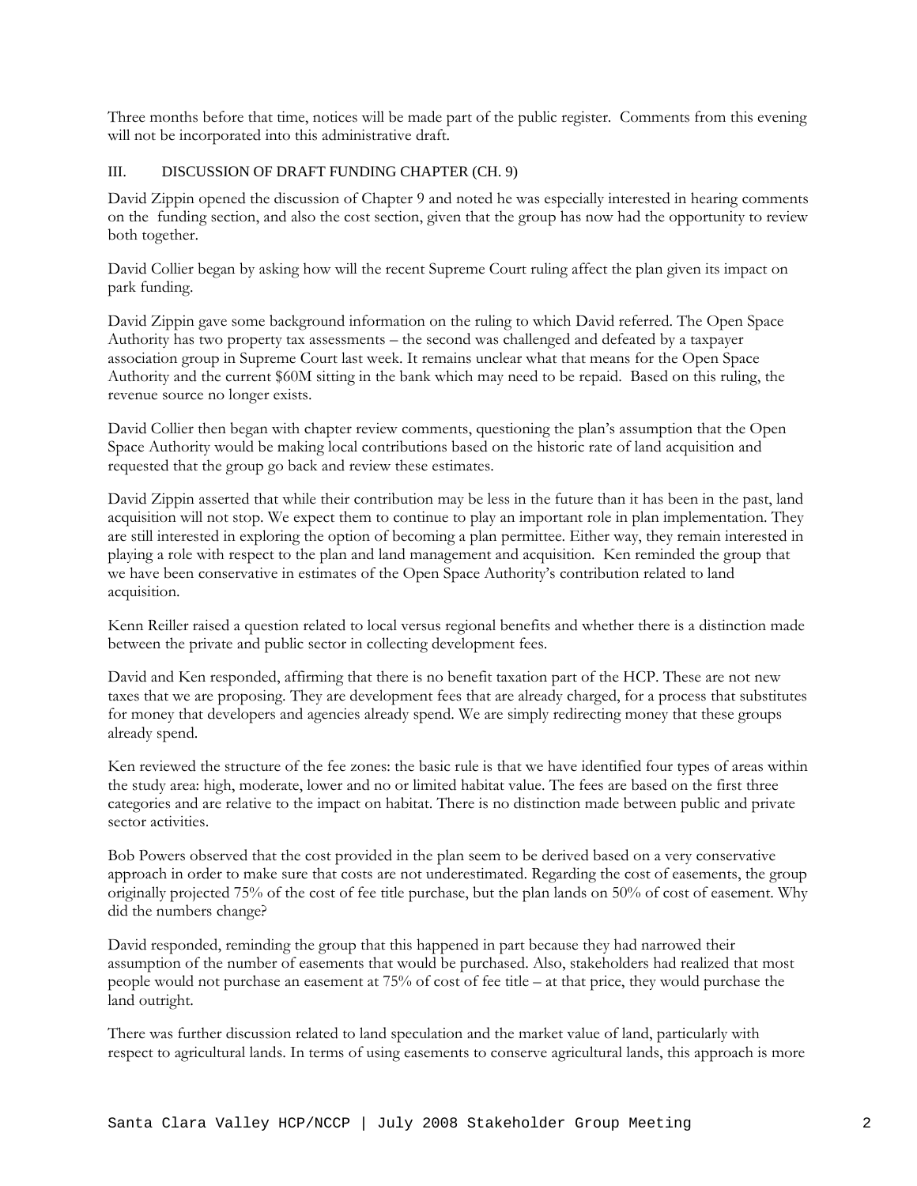Three months before that time, notices will be made part of the public register. Comments from this evening will not be incorporated into this administrative draft.

## III. DISCUSSION OF DRAFT FUNDING CHAPTER (CH. 9)

David Zippin opened the discussion of Chapter 9 and noted he was especially interested in hearing comments on the funding section, and also the cost section, given that the group has now had the opportunity to review both together.

David Collier began by asking how will the recent Supreme Court ruling affect the plan given its impact on park funding.

David Zippin gave some background information on the ruling to which David referred. The Open Space Authority has two property tax assessments – the second was challenged and defeated by a taxpayer association group in Supreme Court last week. It remains unclear what that means for the Open Space Authority and the current $60M sitting in the bank which may need to be repaid. Based on this ruling, the revenue source no longer exists.

David Collier then began with chapter review comments, questioning the plan's assumption that the Open Space Authority would be making local contributions based on the historic rate of land acquisition and requested that the group go back and review these estimates.

David Zippin asserted that while their contribution may be less in the future than it has been in the past, land acquisition will not stop. We expect them to continue to play an important role in plan implementation. They are still interested in exploring the option of becoming a plan permittee. Either way, they remain interested in playing a role with respect to the plan and land management and acquisition. Ken reminded the group that we have been conservative in estimates of the Open Space Authority's contribution related to land acquisition.

Kenn Reiller raised a question related to local versus regional benefits and whether there is a distinction made between the private and public sector in collecting development fees.

David and Ken responded, affirming that there is no benefit taxation part of the HCP. These are not new taxes that we are proposing. They are development fees that are already charged, for a process that substitutes for money that developers and agencies already spend. We are simply redirecting money that these groups already spend.

Ken reviewed the structure of the fee zones: the basic rule is that we have identified four types of areas within the study area: high, moderate, lower and no or limited habitat value. The fees are based on the first three categories and are relative to the impact on habitat. There is no distinction made between public and private sector activities.

Bob Powers observed that the cost provided in the plan seem to be derived based on a very conservative approach in order to make sure that costs are not underestimated. Regarding the cost of easements, the group originally projected 75% of the cost of fee title purchase, but the plan lands on 50% of cost of easement. Why did the numbers change?

David responded, reminding the group that this happened in part because they had narrowed their assumption of the number of easements that would be purchased. Also, stakeholders had realized that most people would not purchase an easement at 75% of cost of fee title – at that price, they would purchase the land outright.

There was further discussion related to land speculation and the market value of land, particularly with respect to agricultural lands. In terms of using easements to conserve agricultural lands, this approach is more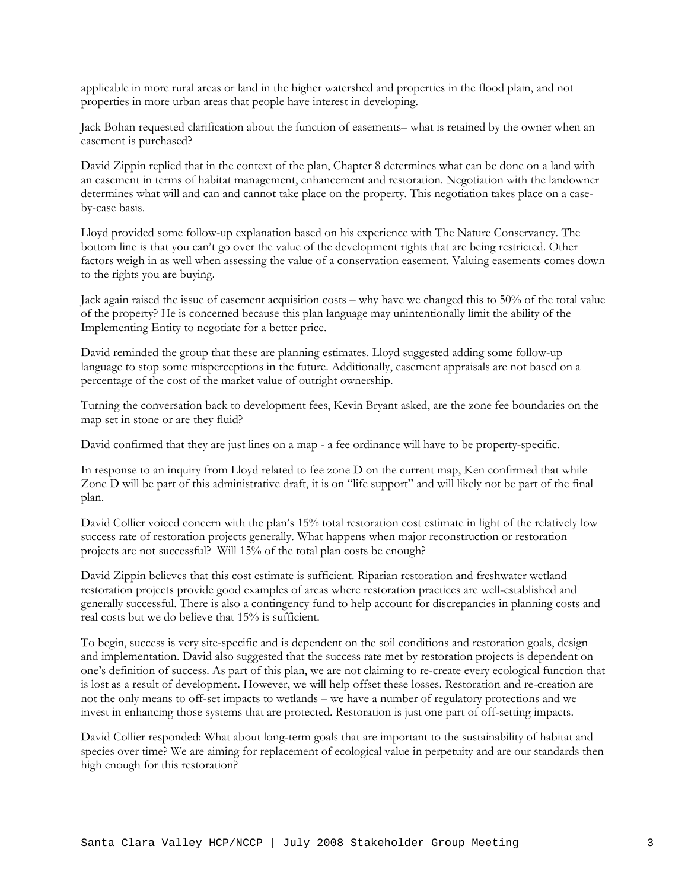applicable in more rural areas or land in the higher watershed and properties in the flood plain, and not properties in more urban areas that people have interest in developing.

Jack Bohan requested clarification about the function of easements– what is retained by the owner when an easement is purchased?

David Zippin replied that in the context of the plan, Chapter 8 determines what can be done on a land with an easement in terms of habitat management, enhancement and restoration. Negotiation with the landowner determines what will and can and cannot take place on the property. This negotiation takes place on a case-by-case basis.

Lloyd provided some follow-up explanation based on his experience with The Nature Conservancy. The bottom line is that you can't go over the value of the development rights that are being restricted. Other factors weigh in as well when assessing the value of a conservation easement. Valuing easements comes down to the rights you are buying.

Jack again raised the issue of easement acquisition costs – why have we changed this to 50% of the total value of the property? He is concerned because this plan language may unintentionally limit the ability of the Implementing Entity to negotiate for a better price.

David reminded the group that these are planning estimates. Lloyd suggested adding some follow-up language to stop some misperceptions in the future. Additionally, easement appraisals are not based on a percentage of the cost of the market value of outright ownership.

Turning the conversation back to development fees, Kevin Bryant asked, are the zone fee boundaries on the map set in stone or are they fluid?

David confirmed that they are just lines on a map - a fee ordinance will have to be property-specific.

In response to an inquiry from Lloyd related to fee zone D on the current map, Ken confirmed that while Zone D will be part of this administrative draft, it is on "life support" and will likely not be part of the final plan.

David Collier voiced concern with the plan's 15% total restoration cost estimate in light of the relatively low success rate of restoration projects generally. What happens when major reconstruction or restoration projects are not successful? Will 15% of the total plan costs be enough?

David Zippin believes that this cost estimate is sufficient. Riparian restoration and freshwater wetland restoration projects provide good examples of areas where restoration practices are well-established and generally successful. There is also a contingency fund to help account for discrepancies in planning costs and real costs but we do believe that 15% is sufficient.

To begin, success is very site-specific and is dependent on the soil conditions and restoration goals, design and implementation. David also suggested that the success rate met by restoration projects is dependent on one's definition of success. As part of this plan, we are not claiming to re-create every ecological function that is lost as a result of development. However, we will help offset these losses. Restoration and re-creation are not the only means to off-set impacts to wetlands – we have a number of regulatory protections and we invest in enhancing those systems that are protected. Restoration is just one part of off-setting impacts.

David Collier responded: What about long-term goals that are important to the sustainability of habitat and species over time? We are aiming for replacement of ecological value in perpetuity and are our standards then high enough for this restoration?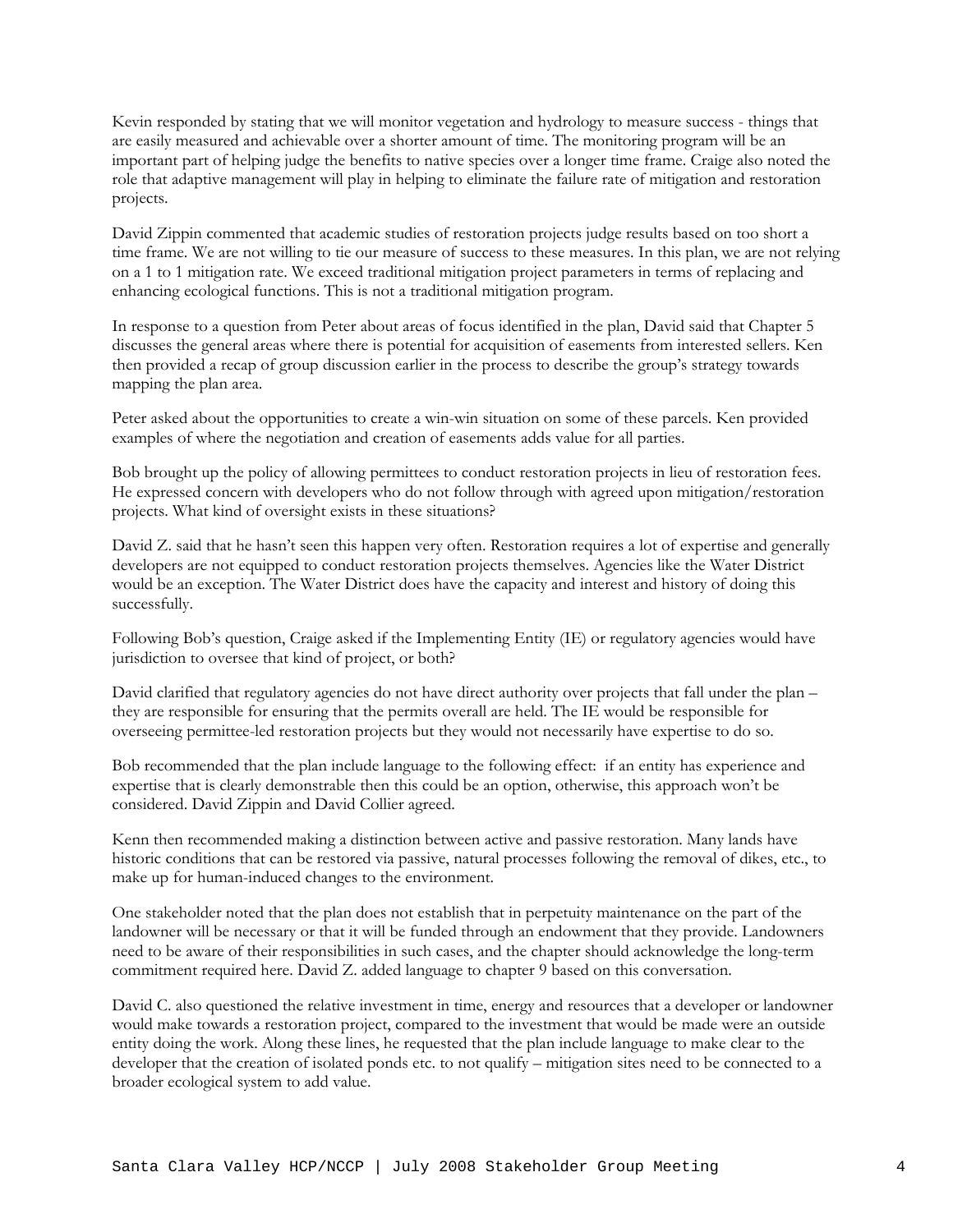Kevin responded by stating that we will monitor vegetation and hydrology to measure success - things that are easily measured and achievable over a shorter amount of time. The monitoring program will be an important part of helping judge the benefits to native species over a longer time frame. Craige also noted the role that adaptive management will play in helping to eliminate the failure rate of mitigation and restoration projects.

David Zippin commented that academic studies of restoration projects judge results based on too short a time frame. We are not willing to tie our measure of success to these measures. In this plan, we are not relying on a 1 to 1 mitigation rate. We exceed traditional mitigation project parameters in terms of replacing and enhancing ecological functions. This is not a traditional mitigation program.

In response to a question from Peter about areas of focus identified in the plan, David said that Chapter 5 discusses the general areas where there is potential for acquisition of easements from interested sellers. Ken then provided a recap of group discussion earlier in the process to describe the group's strategy towards mapping the plan area.

Peter asked about the opportunities to create a win-win situation on some of these parcels. Ken provided examples of where the negotiation and creation of easements adds value for all parties.

Bob brought up the policy of allowing permittees to conduct restoration projects in lieu of restoration fees. He expressed concern with developers who do not follow through with agreed upon mitigation/restoration projects. What kind of oversight exists in these situations?

David Z. said that he hasn't seen this happen very often. Restoration requires a lot of expertise and generally developers are not equipped to conduct restoration projects themselves. Agencies like the Water District would be an exception. The Water District does have the capacity and interest and history of doing this successfully.

Following Bob's question, Craige asked if the Implementing Entity (IE) or regulatory agencies would have jurisdiction to oversee that kind of project, or both?

David clarified that regulatory agencies do not have direct authority over projects that fall under the plan – they are responsible for ensuring that the permits overall are held. The IE would be responsible for overseeing permittee-led restoration projects but they would not necessarily have expertise to do so.

Bob recommended that the plan include language to the following effect: if an entity has experience and expertise that is clearly demonstrable then this could be an option, otherwise, this approach won't be considered. David Zippin and David Collier agreed.

Kenn then recommended making a distinction between active and passive restoration. Many lands have historic conditions that can be restored via passive, natural processes following the removal of dikes, etc., to make up for human-induced changes to the environment.

One stakeholder noted that the plan does not establish that in perpetuity maintenance on the part of the landowner will be necessary or that it will be funded through an endowment that they provide. Landowners need to be aware of their responsibilities in such cases, and the chapter should acknowledge the long-term commitment required here. David Z. added language to chapter 9 based on this conversation.

David C. also questioned the relative investment in time, energy and resources that a developer or landowner would make towards a restoration project, compared to the investment that would be made were an outside entity doing the work. Along these lines, he requested that the plan include language to make clear to the developer that the creation of isolated ponds etc. to not qualify – mitigation sites need to be connected to a broader ecological system to add value.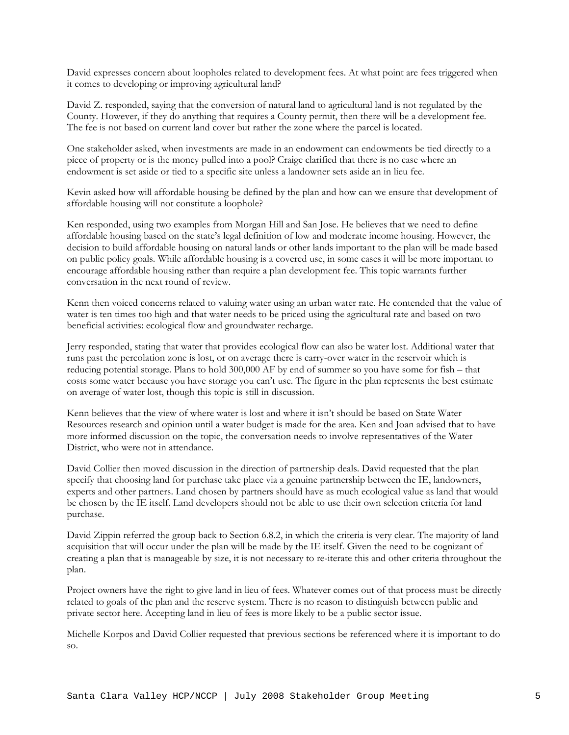David expresses concern about loopholes related to development fees. At what point are fees triggered when it comes to developing or improving agricultural land?

David Z. responded, saying that the conversion of natural land to agricultural land is not regulated by the County. However, if they do anything that requires a County permit, then there will be a development fee. The fee is not based on current land cover but rather the zone where the parcel is located.

One stakeholder asked, when investments are made in an endowment can endowments be tied directly to a piece of property or is the money pulled into a pool? Craige clarified that there is no case where an endowment is set aside or tied to a specific site unless a landowner sets aside an in lieu fee.

Kevin asked how will affordable housing be defined by the plan and how can we ensure that development of affordable housing will not constitute a loophole?

Ken responded, using two examples from Morgan Hill and San Jose. He believes that we need to define affordable housing based on the state's legal definition of low and moderate income housing. However, the decision to build affordable housing on natural lands or other lands important to the plan will be made based on public policy goals. While affordable housing is a covered use, in some cases it will be more important to encourage affordable housing rather than require a plan development fee. This topic warrants further conversation in the next round of review.

Kenn then voiced concerns related to valuing water using an urban water rate. He contended that the value of water is ten times too high and that water needs to be priced using the agricultural rate and based on two beneficial activities: ecological flow and groundwater recharge.

Jerry responded, stating that water that provides ecological flow can also be water lost. Additional water that runs past the percolation zone is lost, or on average there is carry-over water in the reservoir which is reducing potential storage. Plans to hold 300,000 AF by end of summer so you have some for fish – that costs some water because you have storage you can't use. The figure in the plan represents the best estimate on average of water lost, though this topic is still in discussion.

Kenn believes that the view of where water is lost and where it isn't should be based on State Water Resources research and opinion until a water budget is made for the area. Ken and Joan advised that to have more informed discussion on the topic, the conversation needs to involve representatives of the Water District, who were not in attendance.

David Collier then moved discussion in the direction of partnership deals. David requested that the plan specify that choosing land for purchase take place via a genuine partnership between the IE, landowners, experts and other partners. Land chosen by partners should have as much ecological value as land that would be chosen by the IE itself. Land developers should not be able to use their own selection criteria for land purchase.

David Zippin referred the group back to Section 6.8.2, in which the criteria is very clear. The majority of land acquisition that will occur under the plan will be made by the IE itself. Given the need to be cognizant of creating a plan that is manageable by size, it is not necessary to re-iterate this and other criteria throughout the plan.

Project owners have the right to give land in lieu of fees. Whatever comes out of that process must be directly related to goals of the plan and the reserve system. There is no reason to distinguish between public and private sector here. Accepting land in lieu of fees is more likely to be a public sector issue.

Michelle Korpos and David Collier requested that previous sections be referenced where it is important to do so.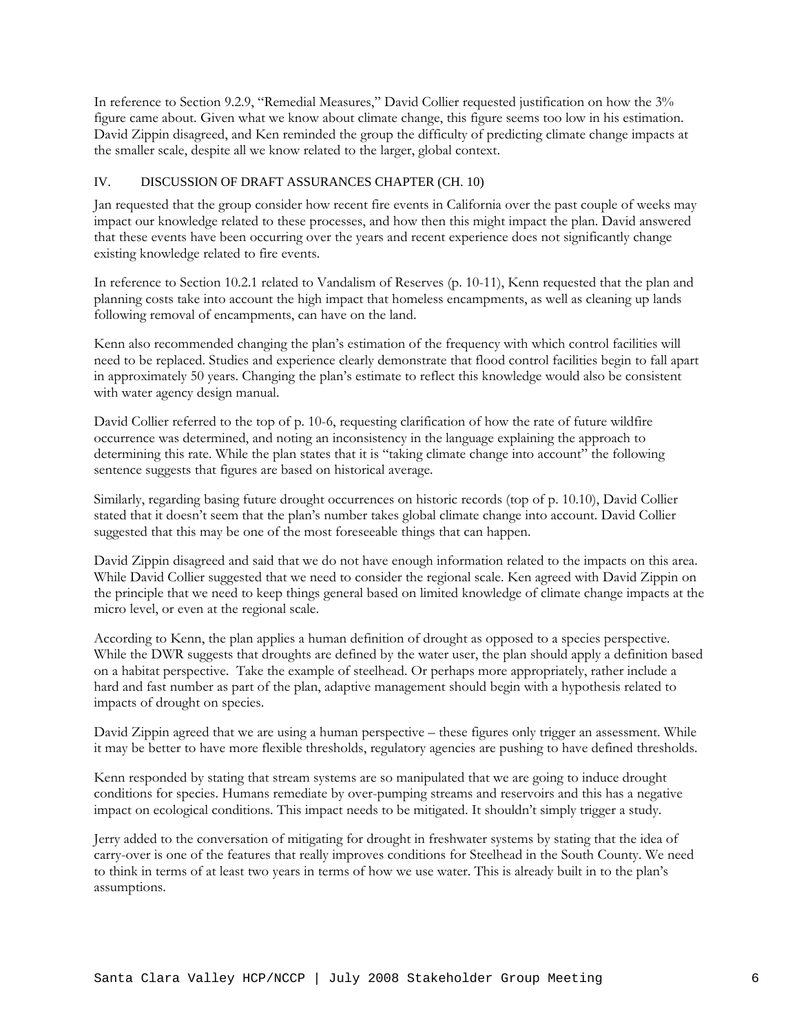In reference to Section 9.2.9, "Remedial Measures," David Collier requested justification on how the 3% figure came about. Given what we know about climate change, this figure seems too low in his estimation. David Zippin disagreed, and Ken reminded the group the difficulty of predicting climate change impacts at the smaller scale, despite all we know related to the larger, global context.

## IV. DISCUSSION OF DRAFT ASSURANCES CHAPTER (CH. 10)

Jan requested that the group consider how recent fire events in California over the past couple of weeks may impact our knowledge related to these processes, and how then this might impact the plan. David answered that these events have been occurring over the years and recent experience does not significantly change existing knowledge related to fire events.

In reference to Section 10.2.1 related to Vandalism of Reserves (p. 10-11), Kenn requested that the plan and planning costs take into account the high impact that homeless encampments, as well as cleaning up lands following removal of encampments, can have on the land.

Kenn also recommended changing the plan's estimation of the frequency with which control facilities will need to be replaced. Studies and experience clearly demonstrate that flood control facilities begin to fall apart in approximately 50 years. Changing the plan's estimate to reflect this knowledge would also be consistent with water agency design manual.

David Collier referred to the top of p. 10-6, requesting clarification of how the rate of future wildfire occurrence was determined, and noting an inconsistency in the language explaining the approach to determining this rate. While the plan states that it is "taking climate change into account" the following sentence suggests that figures are based on historical average.

Similarly, regarding basing future drought occurrences on historic records (top of p. 10.10), David Collier stated that it doesn't seem that the plan's number takes global climate change into account. David Collier suggested that this may be one of the most foreseeable things that can happen.

David Zippin disagreed and said that we do not have enough information related to the impacts on this area. While David Collier suggested that we need to consider the regional scale. Ken agreed with David Zippin on the principle that we need to keep things general based on limited knowledge of climate change impacts at the micro level, or even at the regional scale.

According to Kenn, the plan applies a human definition of drought as opposed to a species perspective. While the DWR suggests that droughts are defined by the water user, the plan should apply a definition based on a habitat perspective. Take the example of steelhead. Or perhaps more appropriately, rather include a hard and fast number as part of the plan, adaptive management should begin with a hypothesis related to impacts of drought on species.

David Zippin agreed that we are using a human perspective – these figures only trigger an assessment. While it may be better to have more flexible thresholds, regulatory agencies are pushing to have defined thresholds.

Kenn responded by stating that stream systems are so manipulated that we are going to induce drought conditions for species. Humans remediate by over-pumping streams and reservoirs and this has a negative impact on ecological conditions. This impact needs to be mitigated. It shouldn't simply trigger a study.

Jerry added to the conversation of mitigating for drought in freshwater systems by stating that the idea of carry-over is one of the features that really improves conditions for Steelhead in the South County. We need to think in terms of at least two years in terms of how we use water. This is already built in to the plan's assumptions.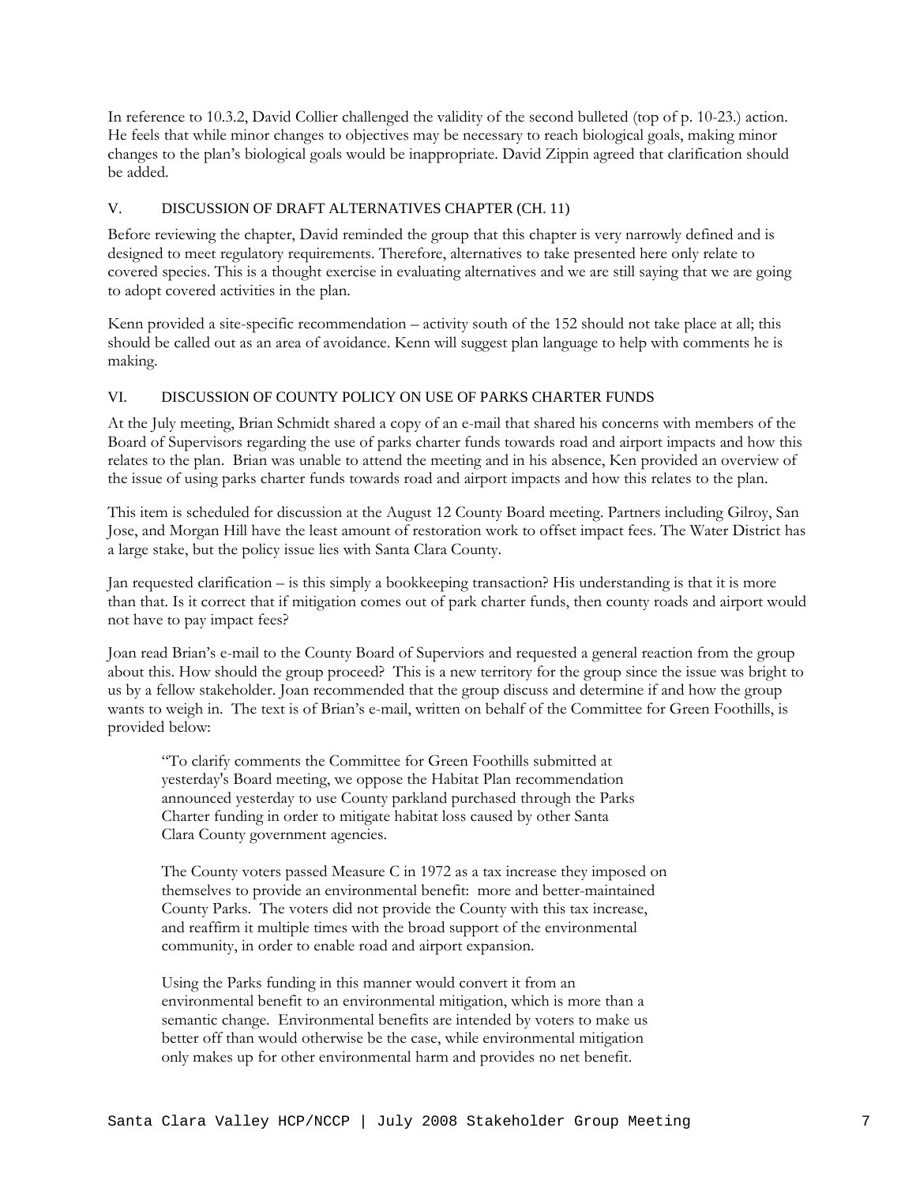In reference to 10.3.2, David Collier challenged the validity of the second bulleted (top of p. 10-23.) action. He feels that while minor changes to objectives may be necessary to reach biological goals, making minor changes to the plan's biological goals would be inappropriate. David Zippin agreed that clarification should be added.

## V. DISCUSSION OF DRAFT ALTERNATIVES CHAPTER (CH. 11)

Before reviewing the chapter, David reminded the group that this chapter is very narrowly defined and is designed to meet regulatory requirements. Therefore, alternatives to take presented here only relate to covered species. This is a thought exercise in evaluating alternatives and we are still saying that we are going to adopt covered activities in the plan.

Kenn provided a site-specific recommendation – activity south of the 152 should not take place at all; this should be called out as an area of avoidance. Kenn will suggest plan language to help with comments he is making.

## VI. DISCUSSION OF COUNTY POLICY ON USE OF PARKS CHARTER FUNDS

At the July meeting, Brian Schmidt shared a copy of an e-mail that shared his concerns with members of the Board of Supervisors regarding the use of parks charter funds towards road and airport impacts and how this relates to the plan. Brian was unable to attend the meeting and in his absence, Ken provided an overview of the issue of using parks charter funds towards road and airport impacts and how this relates to the plan.

This item is scheduled for discussion at the August 12 County Board meeting. Partners including Gilroy, San Jose, and Morgan Hill have the least amount of restoration work to offset impact fees. The Water District has a large stake, but the policy issue lies with Santa Clara County.

Jan requested clarification – is this simply a bookkeeping transaction? His understanding is that it is more than that. Is it correct that if mitigation comes out of park charter funds, then county roads and airport would not have to pay impact fees?

Joan read Brian's e-mail to the County Board of Superviors and requested a general reaction from the group about this. How should the group proceed? This is a new territory for the group since the issue was bright to us by a fellow stakeholder. Joan recommended that the group discuss and determine if and how the group wants to weigh in. The text is of Brian's e-mail, written on behalf of the Committee for Green Foothills, is provided below:

> "To clarify comments the Committee for Green Foothills submitted at yesterday's Board meeting, we oppose the Habitat Plan recommendation announced yesterday to use County parkland purchased through the Parks Charter funding in order to mitigate habitat loss caused by other Santa Clara County government agencies.
>
> The County voters passed Measure C in 1972 as a tax increase they imposed on themselves to provide an environmental benefit: more and better-maintained County Parks. The voters did not provide the County with this tax increase, and reaffirm it multiple times with the broad support of the environmental community, in order to enable road and airport expansion.
>
> Using the Parks funding in this manner would convert it from an environmental benefit to an environmental mitigation, which is more than a semantic change. Environmental benefits are intended by voters to make us better off than would otherwise be the case, while environmental mitigation only makes up for other environmental harm and provides no net benefit.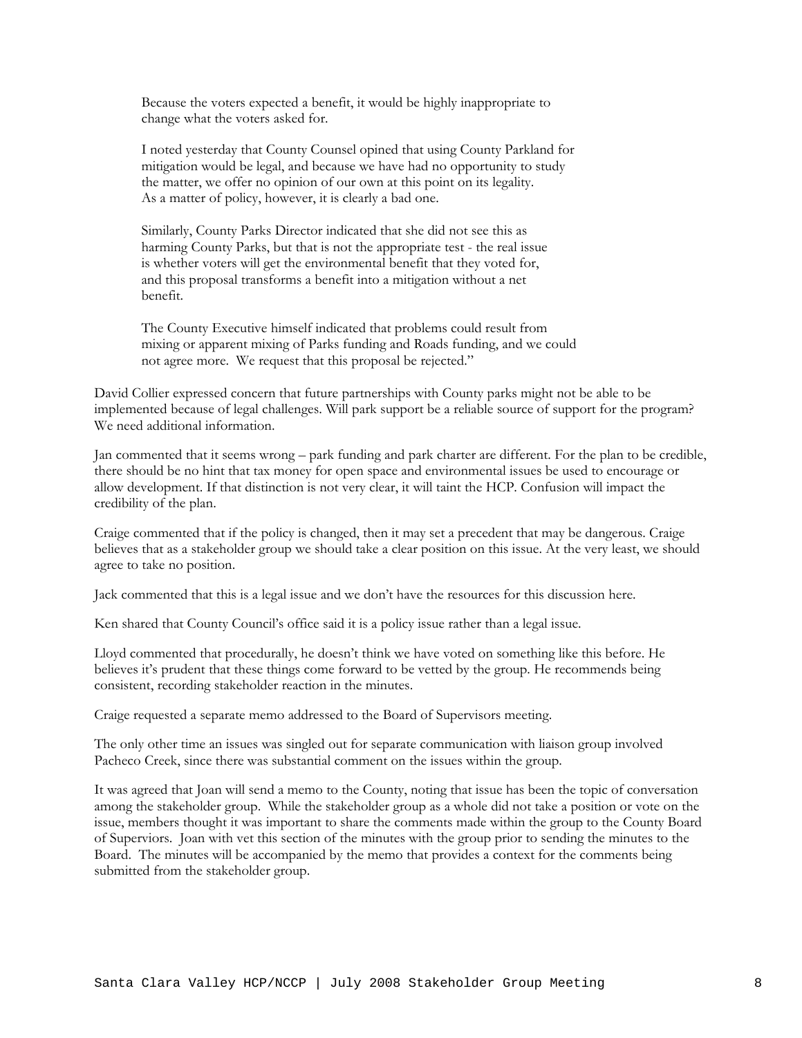> Because the voters expected a benefit, it would be highly inappropriate to change what the voters asked for.
>
> I noted yesterday that County Counsel opined that using County Parkland for mitigation would be legal, and because we have had no opportunity to study the matter, we offer no opinion of our own at this point on its legality. As a matter of policy, however, it is clearly a bad one.
>
> Similarly, County Parks Director indicated that she did not see this as harming County Parks, but that is not the appropriate test - the real issue is whether voters will get the environmental benefit that they voted for, and this proposal transforms a benefit into a mitigation without a net benefit.
>
> The County Executive himself indicated that problems could result from mixing or apparent mixing of Parks funding and Roads funding, and we could not agree more. We request that this proposal be rejected."

David Collier expressed concern that future partnerships with County parks might not be able to be implemented because of legal challenges. Will park support be a reliable source of support for the program? We need additional information.

Jan commented that it seems wrong – park funding and park charter are different. For the plan to be credible, there should be no hint that tax money for open space and environmental issues be used to encourage or allow development. If that distinction is not very clear, it will taint the HCP. Confusion will impact the credibility of the plan.

Craige commented that if the policy is changed, then it may set a precedent that may be dangerous. Craige believes that as a stakeholder group we should take a clear position on this issue. At the very least, we should agree to take no position.

Jack commented that this is a legal issue and we don't have the resources for this discussion here.

Ken shared that County Council's office said it is a policy issue rather than a legal issue.

Lloyd commented that procedurally, he doesn't think we have voted on something like this before. He believes it's prudent that these things come forward to be vetted by the group. He recommends being consistent, recording stakeholder reaction in the minutes.

Craige requested a separate memo addressed to the Board of Supervisors meeting.

The only other time an issues was singled out for separate communication with liaison group involved Pacheco Creek, since there was substantial comment on the issues within the group.

It was agreed that Joan will send a memo to the County, noting that issue has been the topic of conversation among the stakeholder group. While the stakeholder group as a whole did not take a position or vote on the issue, members thought it was important to share the comments made within the group to the County Board of Superviors. Joan with vet this section of the minutes with the group prior to sending the minutes to the Board. The minutes will be accompanied by the memo that provides a context for the comments being submitted from the stakeholder group.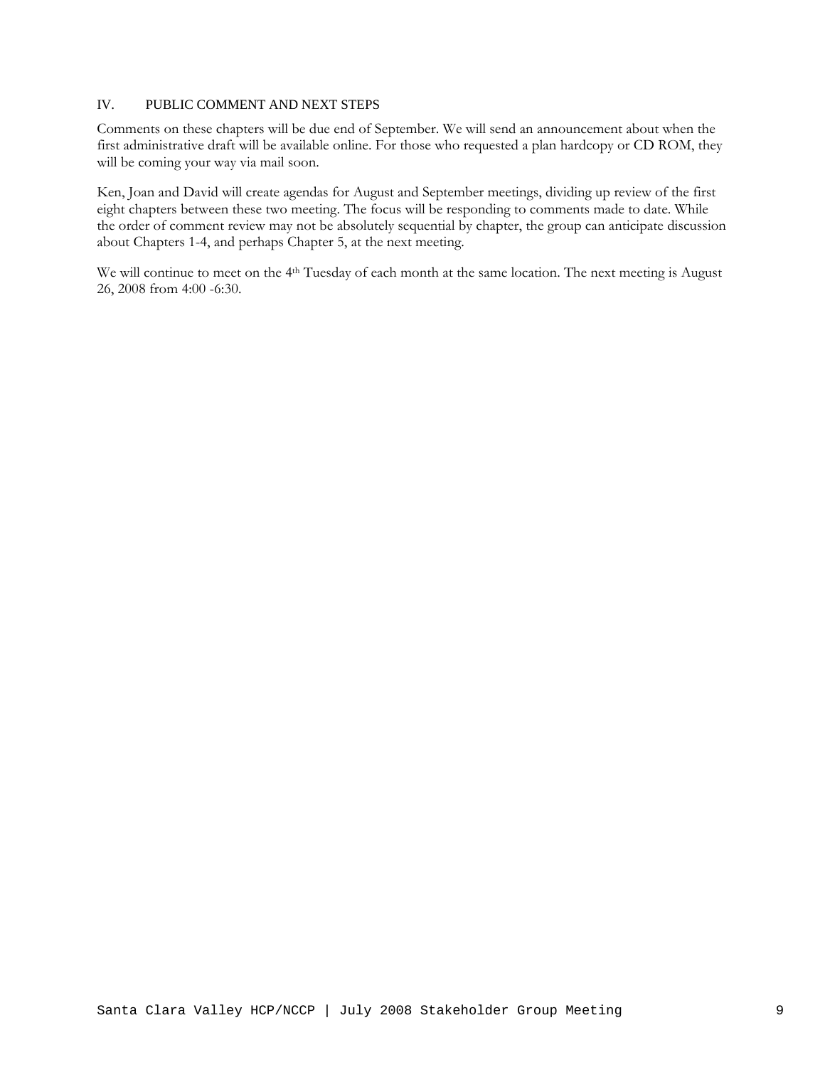## IV. PUBLIC COMMENT AND NEXT STEPS

Comments on these chapters will be due end of September. We will send an announcement about when the first administrative draft will be available online. For those who requested a plan hardcopy or CD ROM, they will be coming your way via mail soon.

Ken, Joan and David will create agendas for August and September meetings, dividing up review of the first eight chapters between these two meeting. The focus will be responding to comments made to date. While the order of comment review may not be absolutely sequential by chapter, the group can anticipate discussion about Chapters 1-4, and perhaps Chapter 5, at the next meeting.

We will continue to meet on the 4th Tuesday of each month at the same location. The next meeting is August 26, 2008 from 4:00 -6:30.